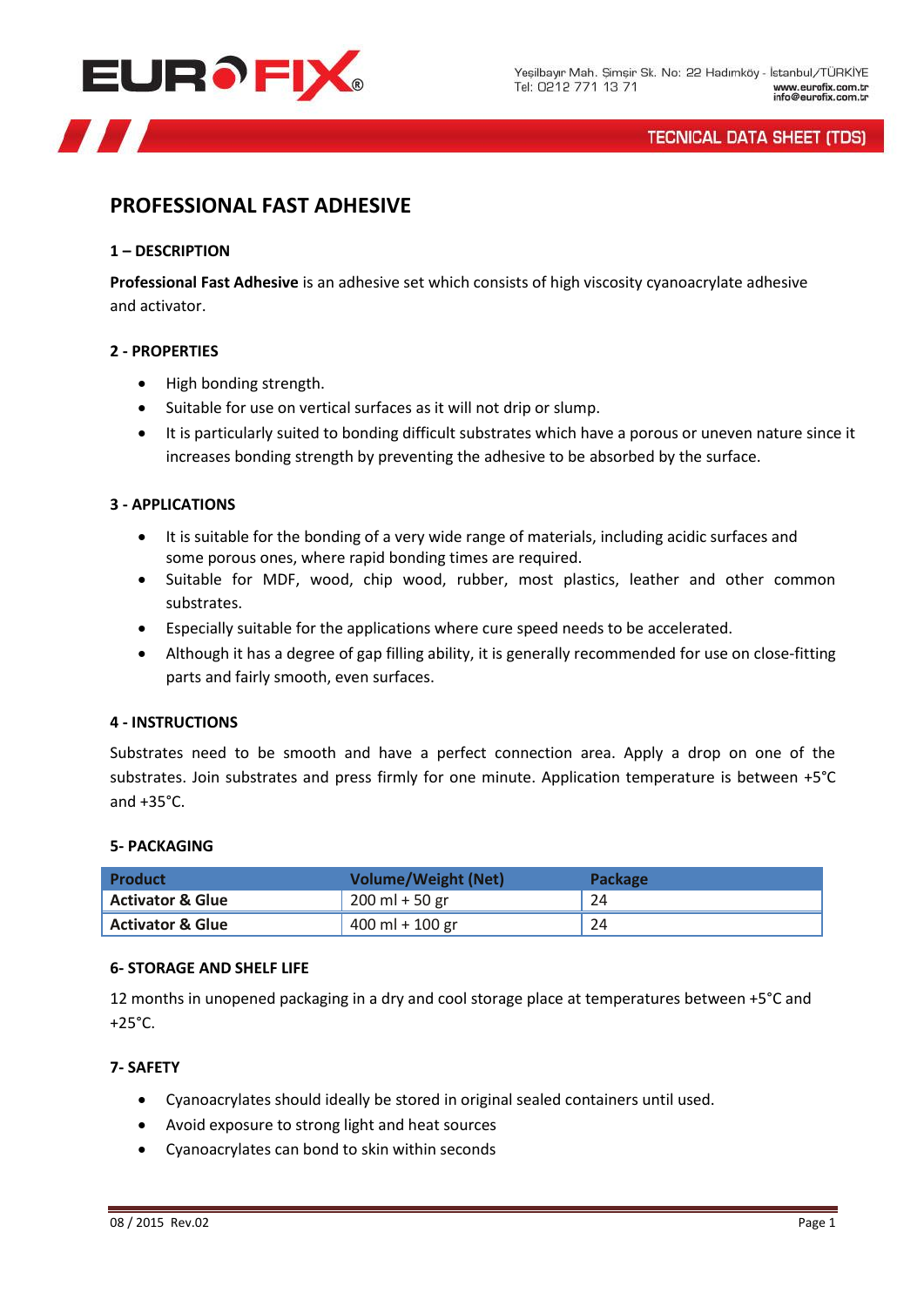# PROFESSIONAL FAST ADHESIVE

## 1 – DESCRIPTION

**Professional Fast Adhesive** is an adhesive set which consists of high viscosity cyanoacrylate adhesive and activator.

## 2 - PROPERTIES

- High bonding strength.
- Suitable for use on vertical surfaces as it will not drip or slump.
- It is particularly suited to bonding difficult substrates which have a porous or uneven nature since it increases bonding strength by preventing the adhesive to be absorbed by the surface.

## 3 - APPLICATIONS

- It is suitable for the bonding of a very wide range of materials, including acidic surfaces and some porous ones, where rapid bonding times are required.
- Suitable for MDF, wood, chip wood, rubber, most plastics, leather and other common substrates.
- Especially suitable for the applications where cure speed needs to be accelerated.
- Although it has a degree of gap filling ability, it is generally recommended for use on close-fitting parts and fairly smooth, even surfaces.

## 4 - INSTRUCTIONS

Substrates need to be smooth and have a perfect connection area. Apply a drop on one of the substrates. Join substrates and press firmly for one minute. Application temperature is between +5°C and +35°C.

## 5- PACKAGING

| Product | Volume/Weight (Net) | Package |
|---|---|---|
| **Activator & Glue** | 200 ml + 50 gr | 24 |
| **Activator & Glue** | 400 ml + 100 gr | 24 |

## 6- STORAGE AND SHELF LIFE

12 months in unopened packaging in a dry and cool storage place at temperatures between +5°C and +25°C.

## 7- SAFETY

- Cyanoacrylates should ideally be stored in original sealed containers until used.
- Avoid exposure to strong light and heat sources
- Cyanoacrylates can bond to skin within seconds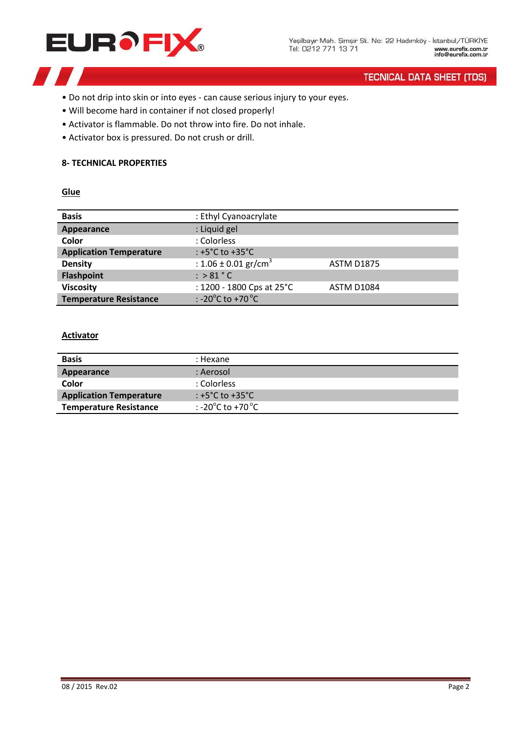- Do not drip into skin or into eyes - can cause serious injury to your eyes.
- Will become hard in container if not closed properly!
- Activator is flammable. Do not throw into fire. Do not inhale.
- Activator box is pressured. Do not crush or drill.

## 8- TECHNICAL PROPERTIES

**Glue**

| | | |
|---|---|---|
| **Basis** | : Ethyl Cyanoacrylate | |
| **Appearance** | : Liquid gel | |
| **Color** | : Colorless | |
| **Application Temperature** | : +5°C to +35°C | |
| **Density** | : 1.06 ± 0.01 gr/cm$^3$ | ASTM D1875 |
| **Flashpoint** | : > 81 ° C | |
| **Viscosity** | : 1200 - 1800 Cps at 25°C | ASTM D1084 |
| **Temperature Resistance** | : -20°C to +70°C | |

**Activator**

| | |
|---|---|
| **Basis** | : Hexane |
| **Appearance** | : Aerosol |
| **Color** | : Colorless |
| **Application Temperature** | : +5°C to +35°C |
| **Temperature Resistance** | : -20°C to +70°C |

08 / 2015 Rev.02